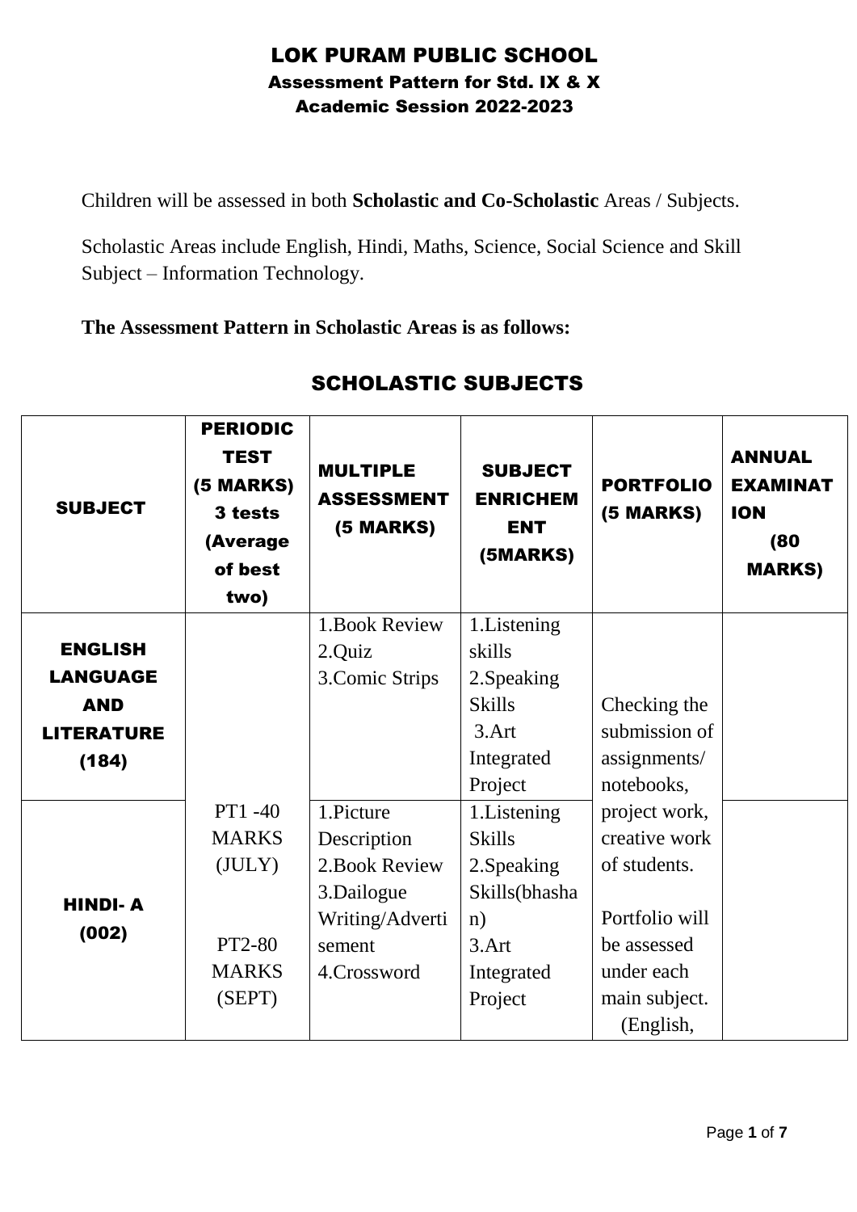# LOK PURAM PUBLIC SCHOOL

## Assessment Pattern for Std. IX & X

## Academic Session 2022-2023

Children will be assessed in both **Scholastic and Co-Scholastic** Areas / Subjects.

Scholastic Areas include English, Hindi, Maths, Science, Social Science and Skill Subject – Information Technology.

**The Assessment Pattern in Scholastic Areas is as follows:**

## SCHOLASTIC SUBJECTS

| SUBJECT | PERIODIC TEST (5 MARKS) 3 tests (Average of best two) | MULTIPLE ASSESSMENT (5 MARKS) | SUBJECT ENRICHEMENT (5MARKS) | PORTFOLIO (5 MARKS) | ANNUAL EXAMINATION (80 MARKS) |
|---|---|---|---|---|---|
| **ENGLISH LANGUAGE AND LITERATURE (184)** | PT1 -40 MARKS (JULY)<br><br>PT2-80 MARKS (SEPT) | 1.Book Review<br>2.Quiz<br>3.Comic Strips | 1.Listening skills<br>2.Speaking Skills<br>3.Art Integrated Project | Checking the submission of assignments/ notebooks, project work, creative work of students.<br><br>Portfolio will be assessed under each main subject. (English, | |
| **HINDI- A (002)** | | 1.Picture Description<br>2.Book Review<br>3.Dailogue Writing/Advertisement<br>4.Crossword | 1.Listening Skills<br>2.Speaking Skills(bhashan)<br>3.Art Integrated Project | | |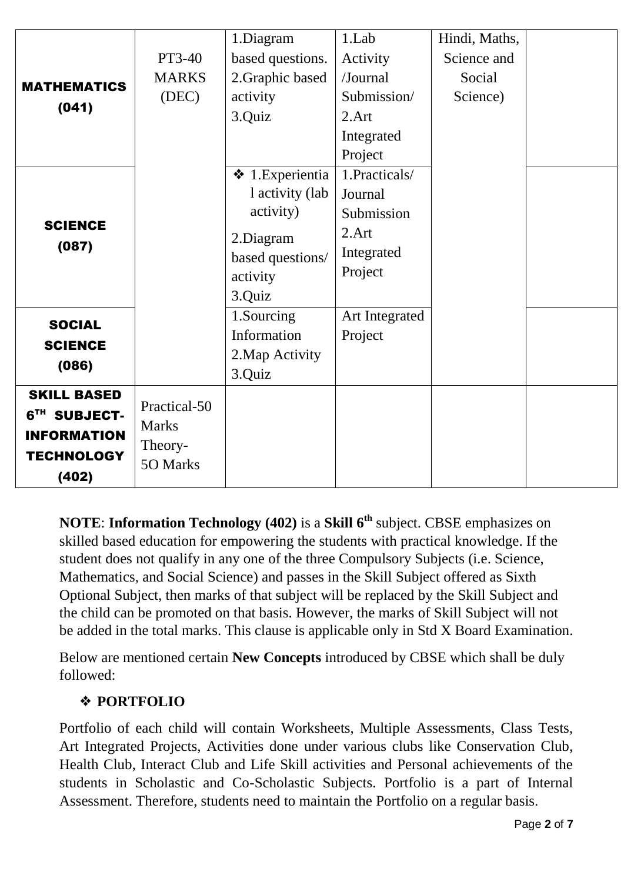| | | | | | |
|---|---|---|---|---|---|
| **MATHEMATICS (041)** | PT3-40 MARKS (DEC) | 1.Diagram based questions. 2.Graphic based activity 3.Quiz | 1.Lab Activity /Journal Submission/ 2.Art Integrated Project | Hindi, Maths, Science and Social Science) | |
| **SCIENCE (087)** | | ❖ 1.Experiential activity (lab activity) 2.Diagram based questions/ activity 3.Quiz | 1.Practicals/ Journal Submission 2.Art Integrated Project | | |
| **SOCIAL SCIENCE (086)** | | 1.Sourcing Information 2.Map Activity 3.Quiz | Art Integrated Project | | |
| **SKILL BASED 6TH SUBJECT- INFORMATION TECHNOLOGY (402)** | Practical-50 Marks Theory- 5O Marks | | | | |

**NOTE**: **Information Technology (402)** is a **Skill 6th** subject. CBSE emphasizes on skilled based education for empowering the students with practical knowledge. If the student does not qualify in any one of the three Compulsory Subjects (i.e. Science, Mathematics, and Social Science) and passes in the Skill Subject offered as Sixth Optional Subject, then marks of that subject will be replaced by the Skill Subject and the child can be promoted on that basis. However, the marks of Skill Subject will not be added in the total marks. This clause is applicable only in Std X Board Examination.

Below are mentioned certain **New Concepts** introduced by CBSE which shall be duly followed:

❖ **PORTFOLIO**

Portfolio of each child will contain Worksheets, Multiple Assessments, Class Tests, Art Integrated Projects, Activities done under various clubs like Conservation Club, Health Club, Interact Club and Life Skill activities and Personal achievements of the students in Scholastic and Co-Scholastic Subjects. Portfolio is a part of Internal Assessment. Therefore, students need to maintain the Portfolio on a regular basis.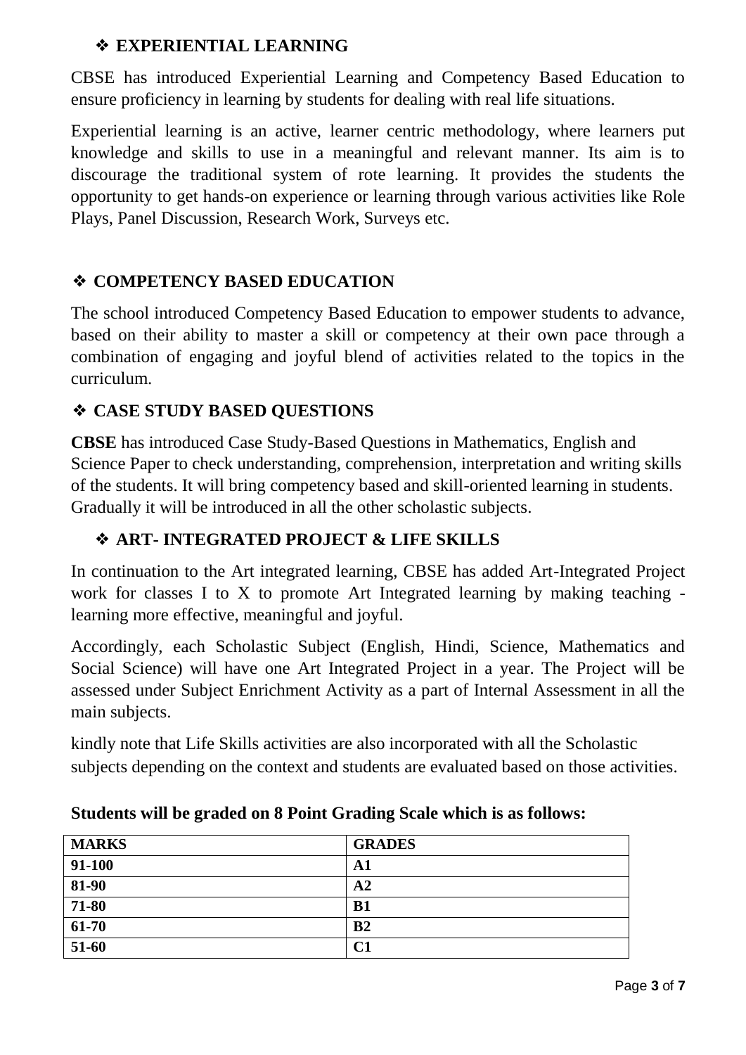## ❖ EXPERIENTIAL LEARNING

CBSE has introduced Experiential Learning and Competency Based Education to ensure proficiency in learning by students for dealing with real life situations.

Experiential learning is an active, learner centric methodology, where learners put knowledge and skills to use in a meaningful and relevant manner. Its aim is to discourage the traditional system of rote learning. It provides the students the opportunity to get hands-on experience or learning through various activities like Role Plays, Panel Discussion, Research Work, Surveys etc.

## ❖ COMPETENCY BASED EDUCATION

The school introduced Competency Based Education to empower students to advance, based on their ability to master a skill or competency at their own pace through a combination of engaging and joyful blend of activities related to the topics in the curriculum.

## ❖ CASE STUDY BASED QUESTIONS

**CBSE** has introduced Case Study-Based Questions in Mathematics, English and Science Paper to check understanding, comprehension, interpretation and writing skills of the students. It will bring competency based and skill-oriented learning in students. Gradually it will be introduced in all the other scholastic subjects.

## ❖ ART- INTEGRATED PROJECT & LIFE SKILLS

In continuation to the Art integrated learning, CBSE has added Art-Integrated Project work for classes I to X to promote Art Integrated learning by making teaching - learning more effective, meaningful and joyful.

Accordingly, each Scholastic Subject (English, Hindi, Science, Mathematics and Social Science) will have one Art Integrated Project in a year. The Project will be assessed under Subject Enrichment Activity as a part of Internal Assessment in all the main subjects.

kindly note that Life Skills activities are also incorporated with all the Scholastic subjects depending on the context and students are evaluated based on those activities.

**Students will be graded on 8 Point Grading Scale which is as follows:**

| MARKS | GRADES |
|---|---|
| 91-100 | A1 |
| 81-90 | A2 |
| 71-80 | B1 |
| 61-70 | B2 |
| 51-60 | C1 |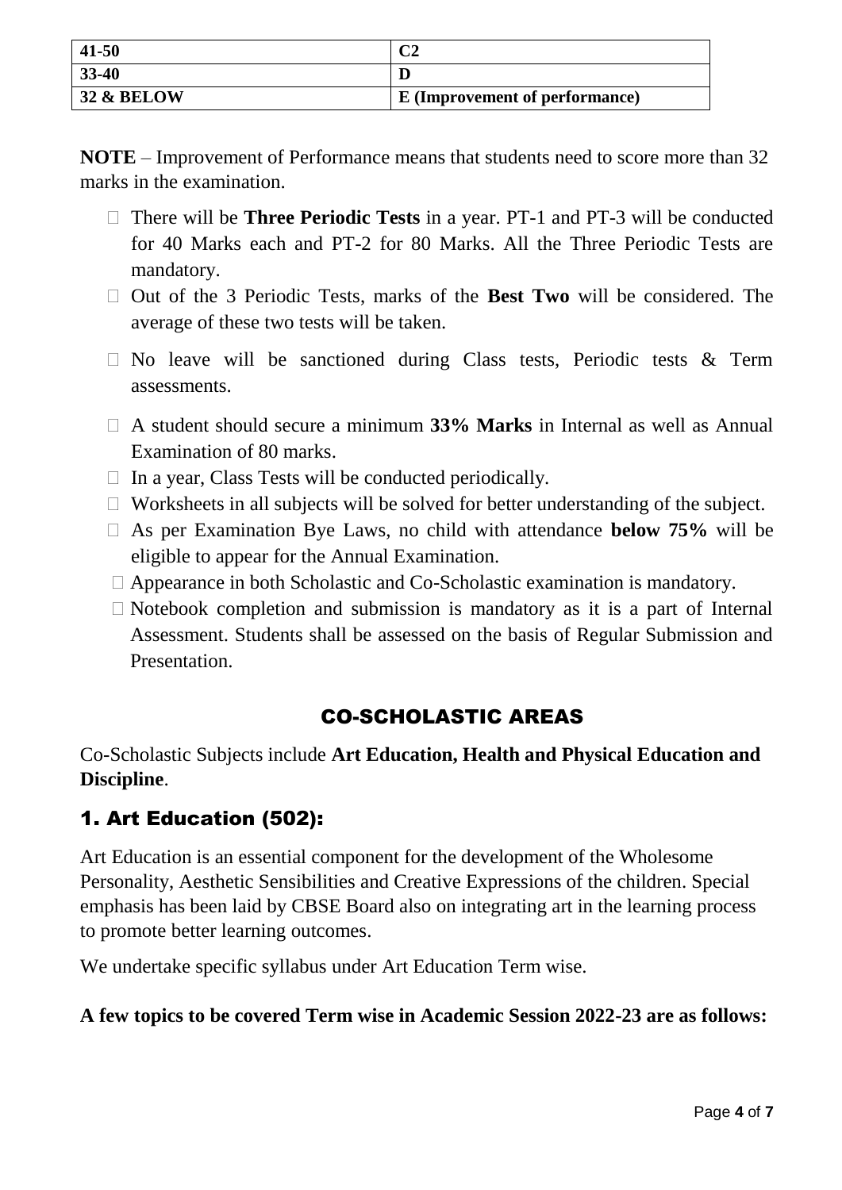| 41-50 | C2 |
|---|---|
| 33-40 | D |
| 32 & BELOW | E (Improvement of performance) |

**NOTE** – Improvement of Performance means that students need to score more than 32 marks in the examination.

- There will be **Three Periodic Tests** in a year. PT-1 and PT-3 will be conducted for 40 Marks each and PT-2 for 80 Marks. All the Three Periodic Tests are mandatory.
- Out of the 3 Periodic Tests, marks of the **Best Two** will be considered. The average of these two tests will be taken.
- No leave will be sanctioned during Class tests, Periodic tests & Term assessments.
- A student should secure a minimum **33% Marks** in Internal as well as Annual Examination of 80 marks.
- In a year, Class Tests will be conducted periodically.
- Worksheets in all subjects will be solved for better understanding of the subject.
- As per Examination Bye Laws, no child with attendance **below 75%** will be eligible to appear for the Annual Examination.
- Appearance in both Scholastic and Co-Scholastic examination is mandatory.
- Notebook completion and submission is mandatory as it is a part of Internal Assessment. Students shall be assessed on the basis of Regular Submission and Presentation.

## CO-SCHOLASTIC AREAS

Co-Scholastic Subjects include **Art Education, Health and Physical Education and Discipline**.

### 1. Art Education (502):

Art Education is an essential component for the development of the Wholesome Personality, Aesthetic Sensibilities and Creative Expressions of the children. Special emphasis has been laid by CBSE Board also on integrating art in the learning process to promote better learning outcomes.

We undertake specific syllabus under Art Education Term wise.

**A few topics to be covered Term wise in Academic Session 2022-23 are as follows:**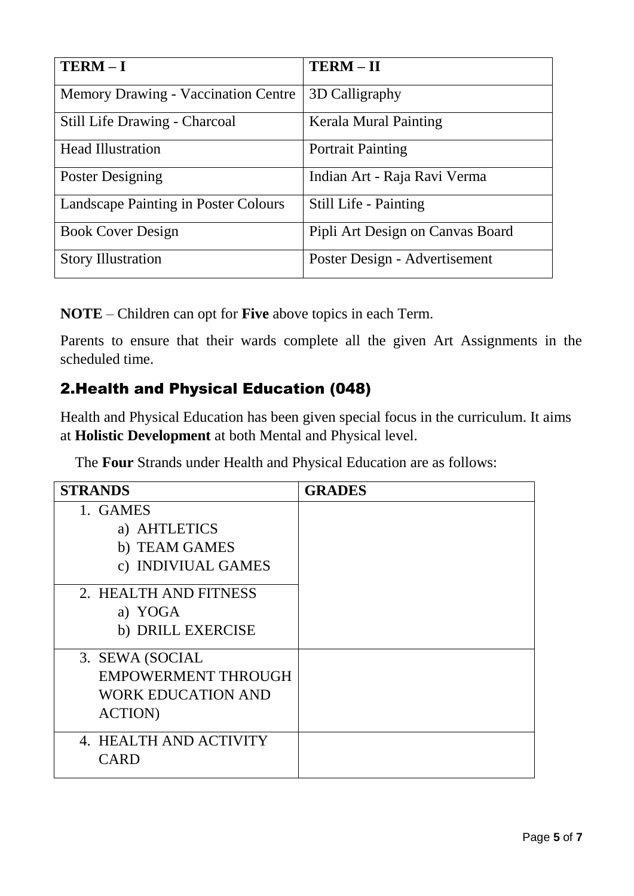| **TERM – I** | **TERM – II** |
|---|---|
| Memory Drawing - Vaccination Centre | 3D Calligraphy |
| Still Life Drawing - Charcoal | Kerala Mural Painting |
| Head Illustration | Portrait Painting |
| Poster Designing | Indian Art - Raja Ravi Verma |
| Landscape Painting in Poster Colours | Still Life - Painting |
| Book Cover Design | Pipli Art Design on Canvas Board |
| Story Illustration | Poster Design - Advertisement |

**NOTE** – Children can opt for **Five** above topics in each Term.

Parents to ensure that their wards complete all the given Art Assignments in the scheduled time.

## 2.Health and Physical Education (048)

Health and Physical Education has been given special focus in the curriculum. It aims at **Holistic Development** at both Mental and Physical level.

The **Four** Strands under Health and Physical Education are as follows:

| **STRANDS** | **GRADES** |
|---|---|
| 1. GAMES<br>a) AHTLETICS<br>b) TEAM GAMES<br>c) INDIVIUAL GAMES<br><br>2. HEALTH AND FITNESS<br>a) YOGA<br>b) DRILL EXERCISE | |
| 3. SEWA (SOCIAL EMPOWERMENT THROUGH WORK EDUCATION AND ACTION) | |
| 4. HEALTH AND ACTIVITY CARD | |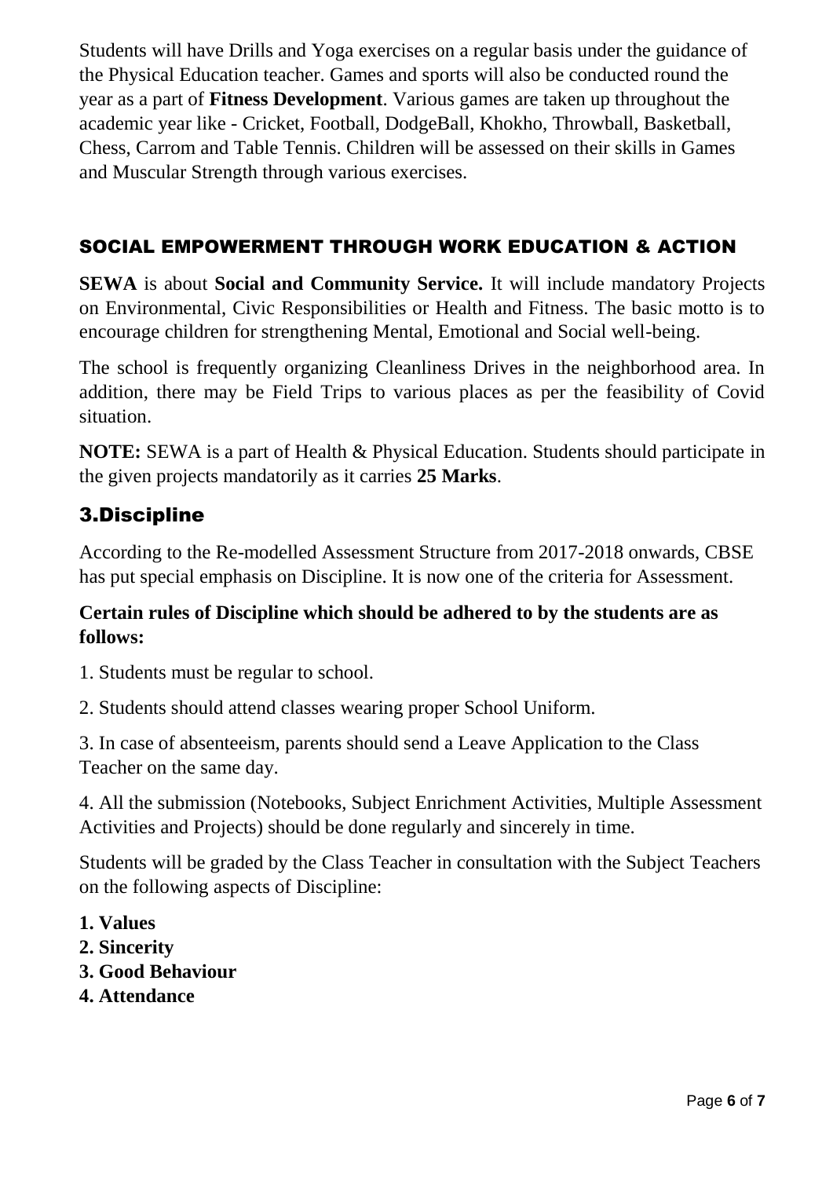Students will have Drills and Yoga exercises on a regular basis under the guidance of the Physical Education teacher. Games and sports will also be conducted round the year as a part of **Fitness Development**. Various games are taken up throughout the academic year like - Cricket, Football, DodgeBall, Khokho, Throwball, Basketball, Chess, Carrom and Table Tennis. Children will be assessed on their skills in Games and Muscular Strength through various exercises.

### SOCIAL EMPOWERMENT THROUGH WORK EDUCATION & ACTION

**SEWA** is about **Social and Community Service.** It will include mandatory Projects on Environmental, Civic Responsibilities or Health and Fitness. The basic motto is to encourage children for strengthening Mental, Emotional and Social well-being.

The school is frequently organizing Cleanliness Drives in the neighborhood area. In addition, there may be Field Trips to various places as per the feasibility of Covid situation.

**NOTE:** SEWA is a part of Health & Physical Education. Students should participate in the given projects mandatorily as it carries **25 Marks**.

## 3.Discipline

According to the Re-modelled Assessment Structure from 2017-2018 onwards, CBSE has put special emphasis on Discipline. It is now one of the criteria for Assessment.

**Certain rules of Discipline which should be adhered to by the students are as follows:**

1. Students must be regular to school.

2. Students should attend classes wearing proper School Uniform.

3. In case of absenteeism, parents should send a Leave Application to the Class Teacher on the same day.

4. All the submission (Notebooks, Subject Enrichment Activities, Multiple Assessment Activities and Projects) should be done regularly and sincerely in time.

Students will be graded by the Class Teacher in consultation with the Subject Teachers on the following aspects of Discipline:

**1. Values**
**2. Sincerity**
**3. Good Behaviour**
**4. Attendance**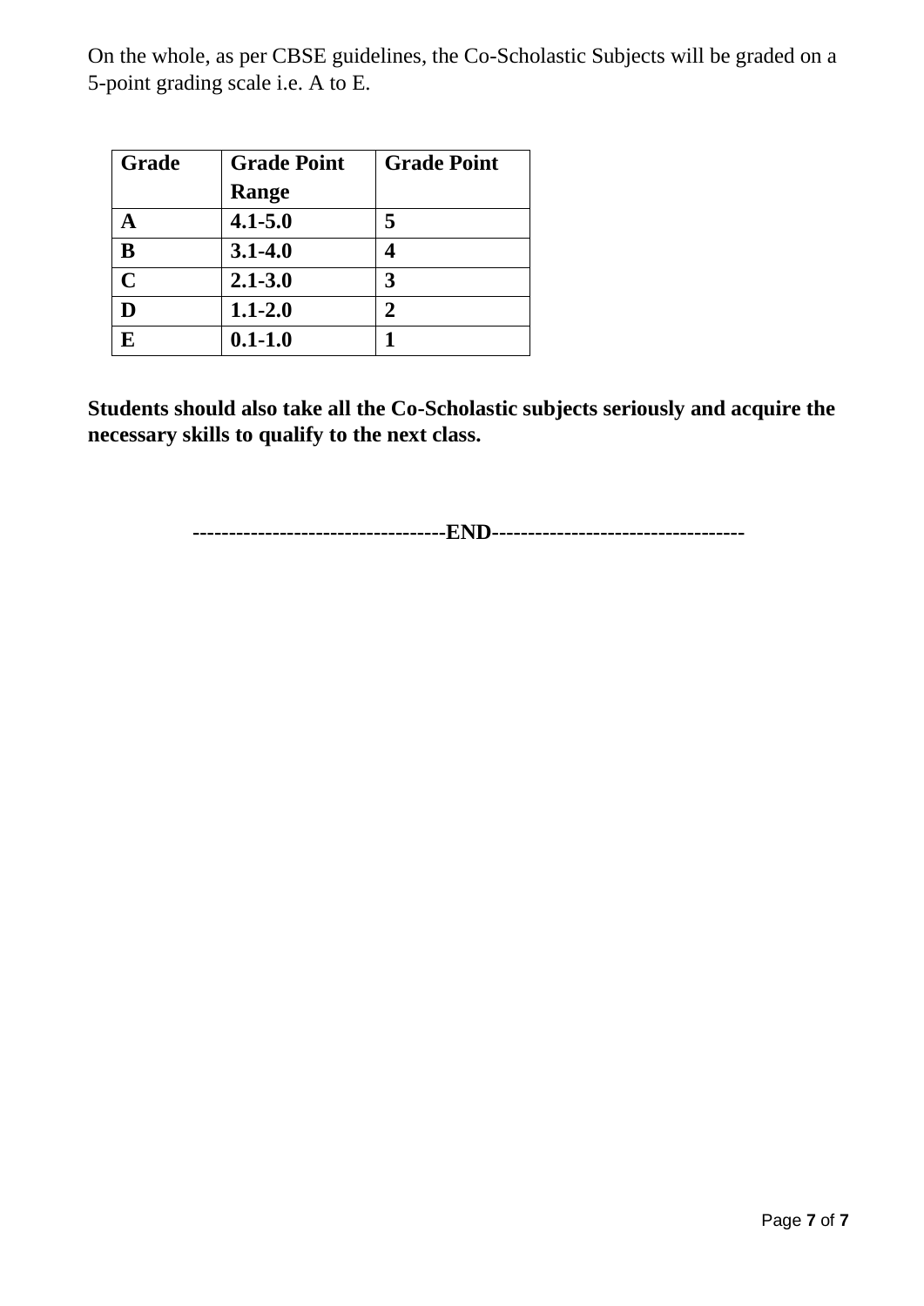On the whole, as per CBSE guidelines, the Co-Scholastic Subjects will be graded on a 5-point grading scale i.e. A to E.

| **Grade** | **Grade Point Range** | **Grade Point** |
| --- | --- | --- |
| **A** | **4.1-5.0** | **5** |
| **B** | **3.1-4.0** | **4** |
| **C** | **2.1-3.0** | **3** |
| **D** | **1.1-2.0** | **2** |
| **E** | **0.1-1.0** | **1** |

**Students should also take all the Co-Scholastic subjects seriously and acquire the necessary skills to qualify to the next class.**

**----------------------------------END----------------------------------**